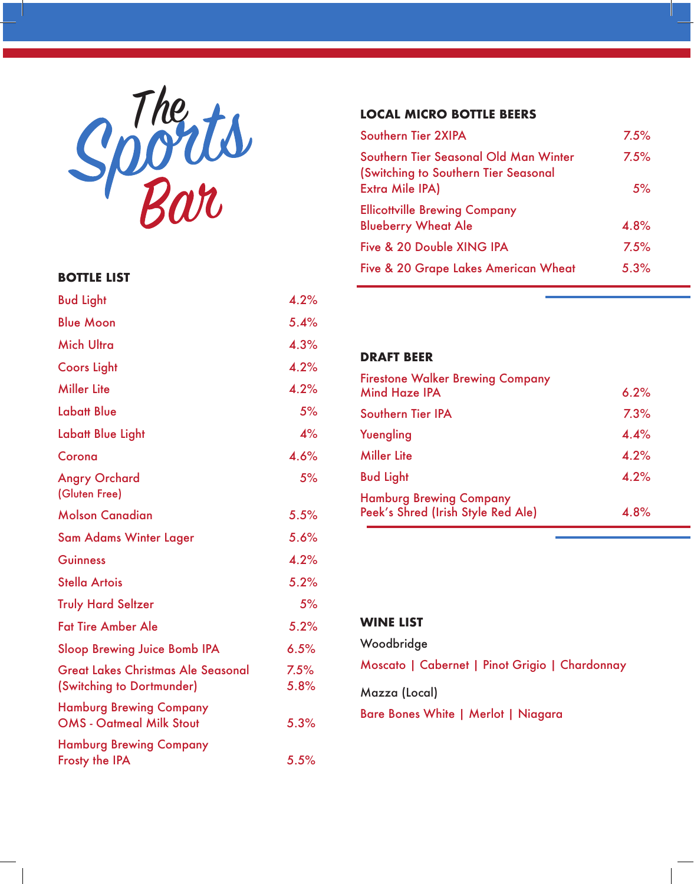# The Sports Bar

## BOTTLE LIST

| Beer | ABV |
|---|---|
| Bud Light | 4.2% |
| Blue Moon | 5.4% |
| Mich Ultra | 4.3% |
| Coors Light | 4.2% |
| Miller Lite | 4.2% |
| Labatt Blue | 5% |
| Labatt Blue Light | 4% |
| Corona | 4.6% |
| Angry Orchard (Gluten Free) | 5% |
| Molson Canadian | 5.5% |
| Sam Adams Winter Lager | 5.6% |
| Guinness | 4.2% |
| Stella Artois | 5.2% |
| Truly Hard Seltzer | 5% |
| Fat Tire Amber Ale | 5.2% |
| Sloop Brewing Juice Bomb IPA | 6.5% |
| Great Lakes Christmas Ale Seasonal | 7.5% |
| (Switching to Dortmunder) | 5.8% |
| Hamburg Brewing Company OMS - Oatmeal Milk Stout | 5.3% |
| Hamburg Brewing Company Frosty the IPA | 5.5% |

## LOCAL MICRO BOTTLE BEERS

| Beer | ABV |
|---|---|
| Southern Tier 2XIPA | 7.5% |
| Southern Tier Seasonal Old Man Winter | 7.5% |
| (Switching to Southern Tier Seasonal Extra Mile IPA) | 5% |
| Ellicottville Brewing Company Blueberry Wheat Ale | 4.8% |
| Five & 20 Double XING IPA | 7.5% |
| Five & 20 Grape Lakes American Wheat | 5.3% |

## DRAFT BEER

| Beer | ABV |
|---|---|
| Firestone Walker Brewing Company Mind Haze IPA | 6.2% |
| Southern Tier IPA | 7.3% |
| Yuengling | 4.4% |
| Miller Lite | 4.2% |
| Bud Light | 4.2% |
| Hamburg Brewing Company Peek's Shred (Irish Style Red Ale) | 4.8% |

## WINE LIST

Woodbridge

Moscato | Cabernet | Pinot Grigio | Chardonnay

Mazza (Local)

Bare Bones White | Merlot | Niagara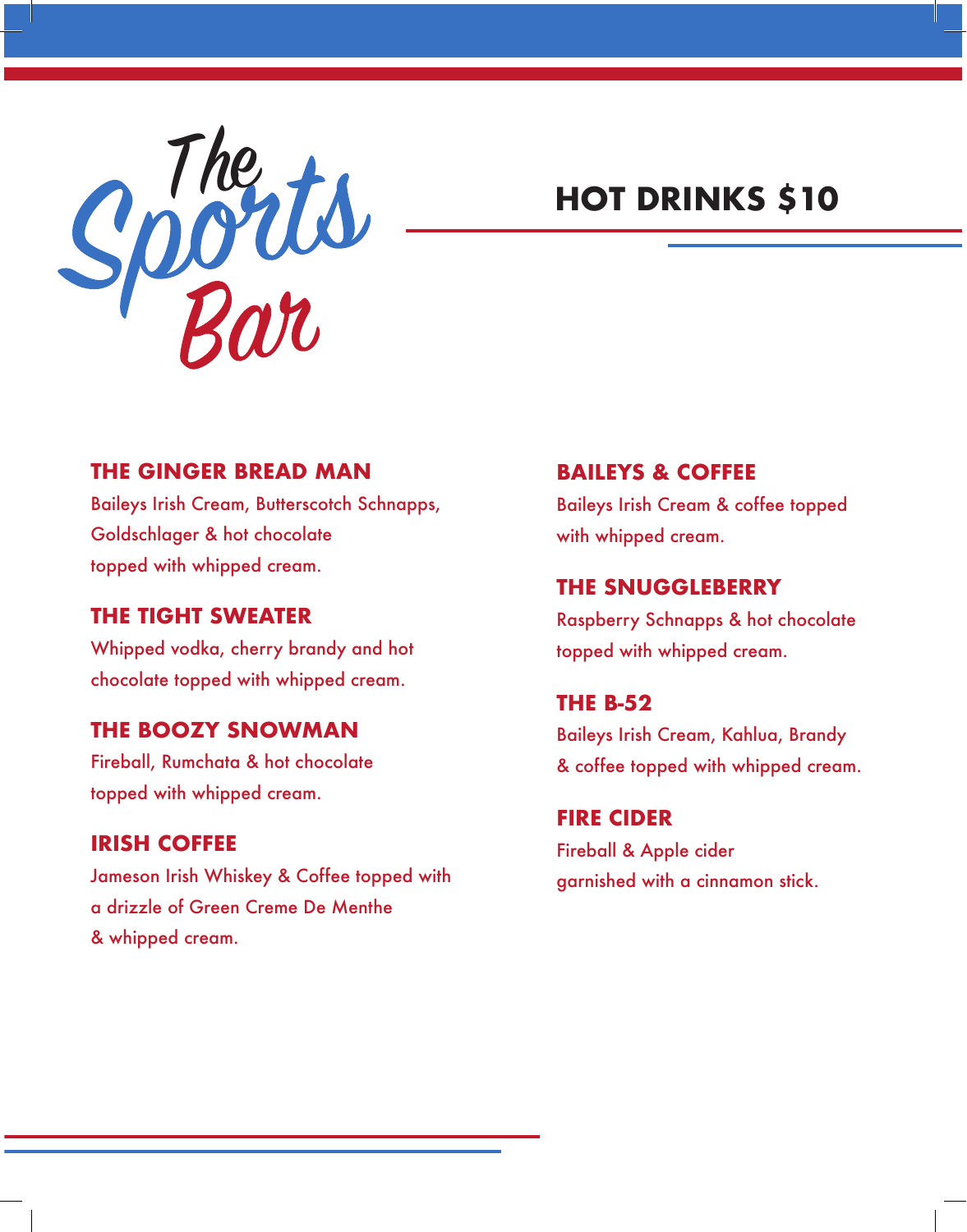The Sports Bar

# HOT DRINKS $10

### THE GINGER BREAD MAN

Baileys Irish Cream, Butterscotch Schnapps, Goldschlager & hot chocolate topped with whipped cream.

### THE TIGHT SWEATER

Whipped vodka, cherry brandy and hot chocolate topped with whipped cream.

### THE BOOZY SNOWMAN

Fireball, Rumchata & hot chocolate topped with whipped cream.

### IRISH COFFEE

Jameson Irish Whiskey & Coffee topped with a drizzle of Green Creme De Menthe & whipped cream.

### BAILEYS & COFFEE

Baileys Irish Cream & coffee topped with whipped cream.

### THE SNUGGLEBERRY

Raspberry Schnapps & hot chocolate topped with whipped cream.

### THE B-52

Baileys Irish Cream, Kahlua, Brandy & coffee topped with whipped cream.

### FIRE CIDER

Fireball & Apple cider garnished with a cinnamon stick.